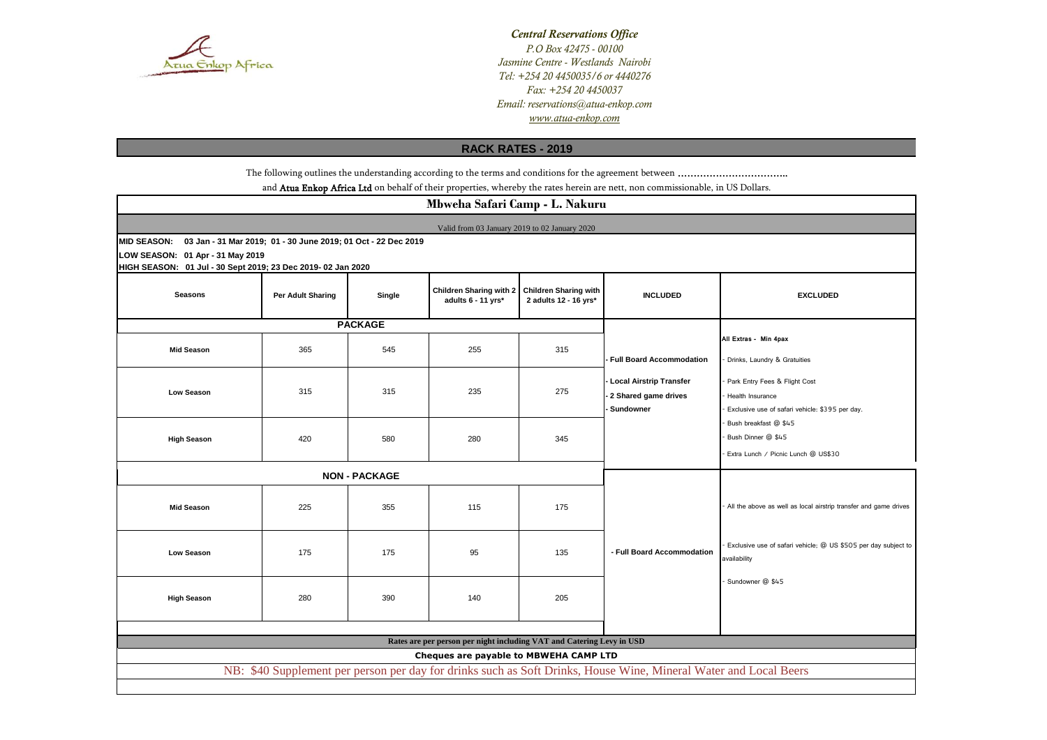*Central Reservations Office*
*P.O Box 42475 - 00100*
*Jasmine Centre - Westlands Nairobi*
*Tel: +254 20 4450035/6 or 4440276*
*Fax: +254 20 4450037*
*Email: reservations@atua-enkop.com*
*www.atua-enkop.com*

## RACK RATES - 2019

The following outlines the understanding according to the terms and conditions for the agreement between ……………………………..
and **Atua Enkop Africa Ltd** on behalf of their properties, whereby the rates herein are nett, non commissionable, in US Dollars.

### Mbweha Safari Camp - L. Nakuru

Valid from 03 January 2019 to 02 January 2020

**MID SEASON:** 03 Jan - 31 Mar 2019; 01 - 30 June 2019; 01 Oct - 22 Dec 2019
**LOW SEASON:** 01 Apr - 31 May 2019
**HIGH SEASON:** 01 Jul - 30 Sept 2019; 23 Dec 2019- 02 Jan 2020

| Seasons | Per Adult Sharing | Single | Children Sharing with 2 adults 6 - 11 yrs* | Children Sharing with 2 adults 12 - 16 yrs* | INCLUDED | EXCLUDED |
|---|---|---|---|---|---|---|
| **PACKAGE** | | | | | | |
| Mid Season | 365 | 545 | 255 | 315 | - Full Board Accommodation<br>- Local Airstrip Transfer<br>- 2 Shared game drives<br>- Sundowner | All Extras - Min 4pax<br>- Drinks, Laundry & Gratuities<br>- Park Entry Fees & Flight Cost<br>- Health Insurance<br>- Exclusive use of safari vehicle: $395 per day.<br>- Bush breakfast @ $45<br>- Bush Dinner @ $45<br>- Extra Lunch / Picnic Lunch @ US$30 |
| Low Season | 315 | 315 | 235 | 275 | | |
| High Season | 420 | 580 | 280 | 345 | | |
| **NON - PACKAGE** | | | | | | |
| Mid Season | 225 | 355 | 115 | 175 | - Full Board Accommodation | - All the above as well as local airstrip transfer and game drives<br>- Exclusive use of safari vehicle; @ US $505 per day subject to availability<br>- Sundowner @ $45 |
| Low Season | 175 | 175 | 95 | 135 | | |
| High Season | 280 | 390 | 140 | 205 | | |

Rates are per person per night including VAT and Catering Levy in USD

**Cheques are payable to MBWEHA CAMP LTD**

NB: $40 Supplement per person per day for drinks such as Soft Drinks, House Wine, Mineral Water and Local Beers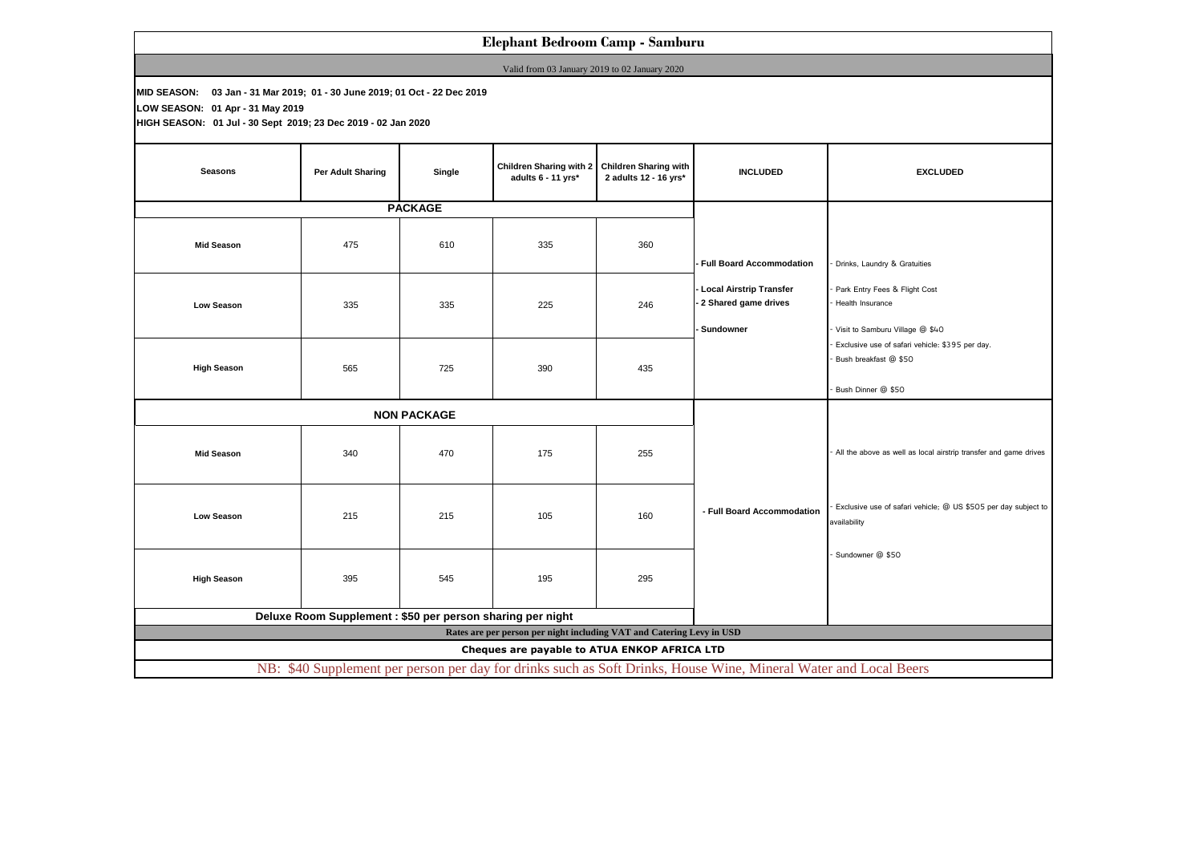# Elephant Bedroom Camp - Samburu

Valid from 03 January 2019 to 02 January 2020

**MID SEASON:** 03 Jan - 31 Mar 2019; 01 - 30 June 2019; 01 Oct - 22 Dec 2019
**LOW SEASON:** 01 Apr - 31 May 2019
**HIGH SEASON:** 01 Jul - 30 Sept 2019; 23 Dec 2019 - 02 Jan 2020

| Seasons | Per Adult Sharing | Single | Children Sharing with 2 adults 6 - 11 yrs* | Children Sharing with 2 adults 12 - 16 yrs* | INCLUDED | EXCLUDED |
|---|---|---|---|---|---|---|
| **PACKAGE** | | | | | | |
| Mid Season | 475 | 610 | 335 | 360 | - Full Board Accommodation<br>- Local Airstrip Transfer<br>- 2 Shared game drives<br>- Sundowner | - Drinks, Laundry & Gratuities<br>- Park Entry Fees & Flight Cost<br>- Health Insurance<br>- Visit to Samburu Village @ $40<br>- Exclusive use of safari vehicle: $395 per day.<br>- Bush breakfast @ $50<br>- Bush Dinner @ $50 |
| Low Season | 335 | 335 | 225 | 246 | | |
| High Season | 565 | 725 | 390 | 435 | | |
| **NON PACKAGE** | | | | | | |
| Mid Season | 340 | 470 | 175 | 255 | - Full Board Accommodation | - All the above as well as local airstrip transfer and game drives<br>- Exclusive use of safari vehicle; @ US $505 per day subject to availability<br>- Sundowner @ $50 |
| Low Season | 215 | 215 | 105 | 160 | | |
| High Season | 395 | 545 | 195 | 295 | | |
| **Deluxe Room Supplement : $50 per person sharing per night** | | | | | | |

Rates are per person per night including VAT and Catering Levy in USD

**Cheques are payable to ATUA ENKOP AFRICA LTD**

NB: $40 Supplement per person per day for drinks such as Soft Drinks, House Wine, Mineral Water and Local Beers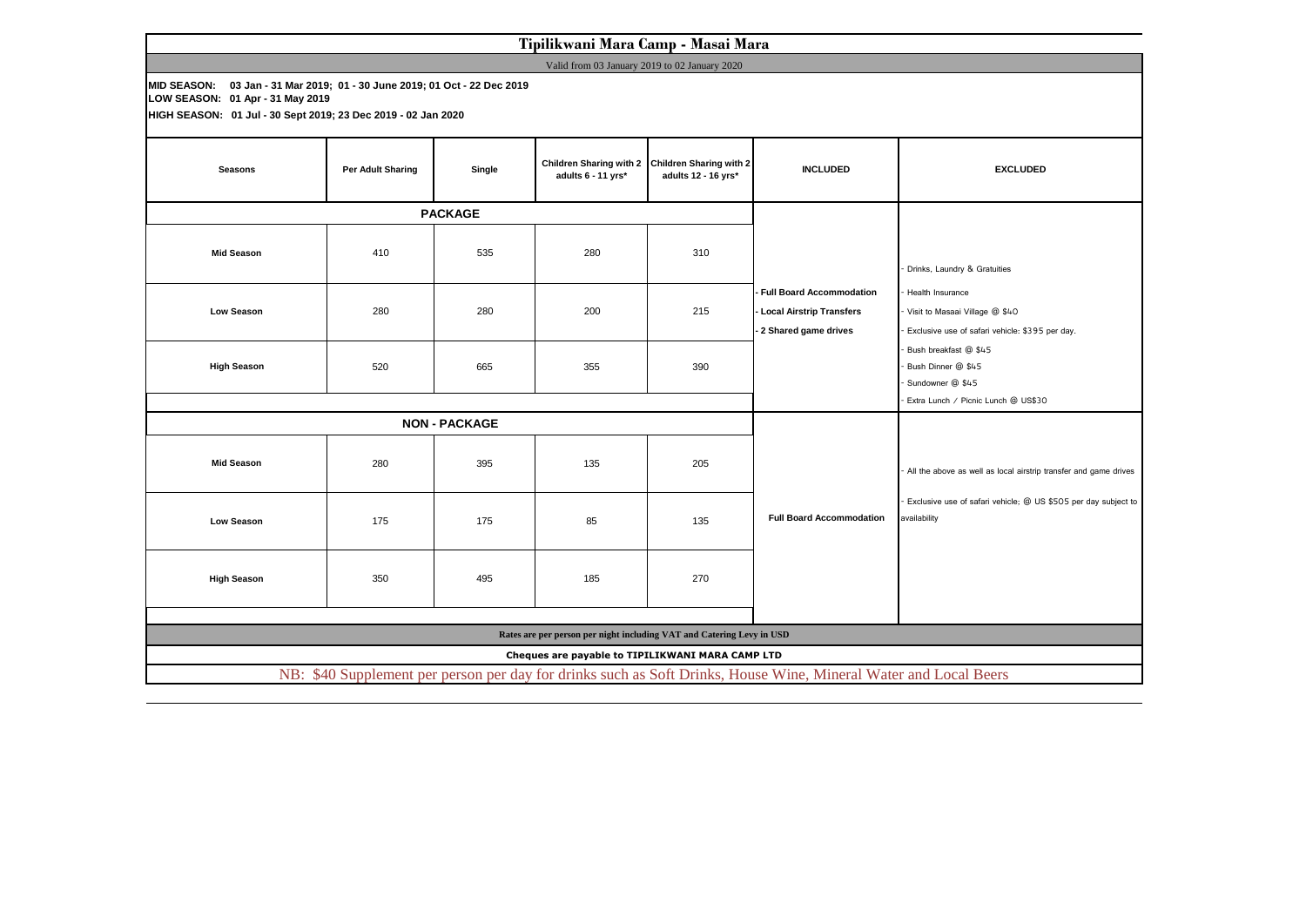# Tipilikwani Mara Camp - Masai Mara

Valid from 03 January 2019 to 02 January 2020

**MID SEASON:** 03 Jan - 31 Mar 2019; 01 - 30 June 2019; 01 Oct - 22 Dec 2019
**LOW SEASON:** 01 Apr - 31 May 2019
**HIGH SEASON:** 01 Jul - 30 Sept 2019; 23 Dec 2019 - 02 Jan 2020

| Seasons | Per Adult Sharing | Single | Children Sharing with 2 adults 6 - 11 yrs* | Children Sharing with 2 adults 12 - 16 yrs* | INCLUDED | EXCLUDED |
|---|---|---|---|---|---|---|
| **PACKAGE** | | | | | | |
| Mid Season | 410 | 535 | 280 | 310 | - Full Board Accommodation<br>- Local Airstrip Transfers<br>- 2 Shared game drives | - Drinks, Laundry & Gratuities<br>- Health Insurance<br>- Visit to Masaai Village @ $40<br>- Exclusive use of safari vehicle: $395 per day.<br>- Bush breakfast @ $45<br>- Bush Dinner @ $45<br>- Sundowner @ $45<br>- Extra Lunch / Picnic Lunch @ US$30 |
| Low Season | 280 | 280 | 200 | 215 | | |
| High Season | 520 | 665 | 355 | 390 | | |
| **NON - PACKAGE** | | | | | | |
| Mid Season | 280 | 395 | 135 | 205 | Full Board Accommodation | - All the above as well as local airstrip transfer and game drives<br>- Exclusive use of safari vehicle; @ US $505 per day subject to availability |
| Low Season | 175 | 175 | 85 | 135 | | |
| High Season | 350 | 495 | 185 | 270 | | |

Rates are per person per night including VAT and Catering Levy in USD

**Cheques are payable to TIPILIKWANI MARA CAMP LTD**

NB: $40 Supplement per person per day for drinks such as Soft Drinks, House Wine, Mineral Water and Local Beers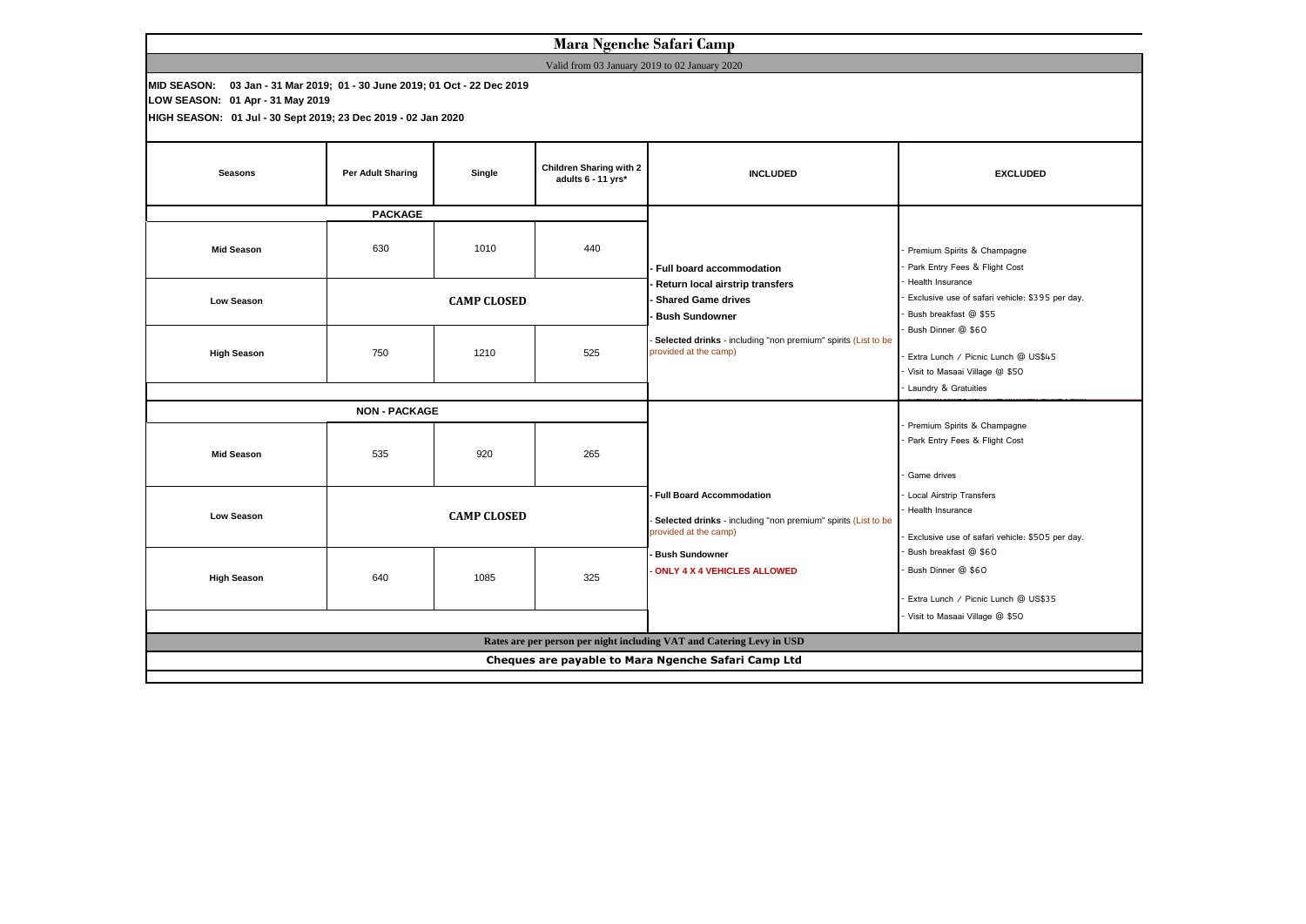# Mara Ngenche Safari Camp

Valid from 03 January 2019 to 02 January 2020

**MID SEASON:** 03 Jan - 31 Mar 2019; 01 - 30 June 2019; 01 Oct - 22 Dec 2019
**LOW SEASON:** 01 Apr - 31 May 2019
**HIGH SEASON:** 01 Jul - 30 Sept 2019; 23 Dec 2019 - 02 Jan 2020

| Seasons | Per Adult Sharing | Single | Children Sharing with 2 adults 6 - 11 yrs* | INCLUDED | EXCLUDED |
|---|---|---|---|---|---|
| **PACKAGE** | | | | | |
| Mid Season | 630 | 1010 | 440 | - Full board accommodation<br>- Return local airstrip transfers<br>- Shared Game drives<br>- Bush Sundowner<br>- Selected drinks - including "non premium" spirits (List to be provided at the camp) | - Premium Spirits & Champagne<br>- Park Entry Fees & Flight Cost<br>- Health Insurance<br>- Exclusive use of safari vehicle: $395 per day.<br>- Bush breakfast @ $55<br>- Bush Dinner @ $60<br>- Extra Lunch / Picnic Lunch @ US$45<br>- Visit to Masaai Village @ $50<br>- Laundry & Gratuities |
| Low Season | CAMP CLOSED | | | | |
| High Season | 750 | 1210 | 525 | | |
| **NON - PACKAGE** | | | | | |
| Mid Season | 535 | 920 | 265 | - Full Board Accommodation<br>- Selected drinks - including "non premium" spirits (List to be provided at the camp)<br>- Bush Sundowner<br>- ONLY 4 X 4 VEHICLES ALLOWED | - Premium Spirits & Champagne<br>- Park Entry Fees & Flight Cost<br>- Game drives<br>- Local Airstrip Transfers<br>- Health Insurance<br>- Exclusive use of safari vehicle: $505 per day.<br>- Bush breakfast @ $60<br>- Bush Dinner @ $60<br>- Extra Lunch / Picnic Lunch @ US$35<br>- Visit to Masaai Village @ $50 |
| Low Season | CAMP CLOSED | | | | |
| High Season | 640 | 1085 | 325 | | |

Rates are per person per night including VAT and Catering Levy in USD

**Cheques are payable to Mara Ngenche Safari Camp Ltd**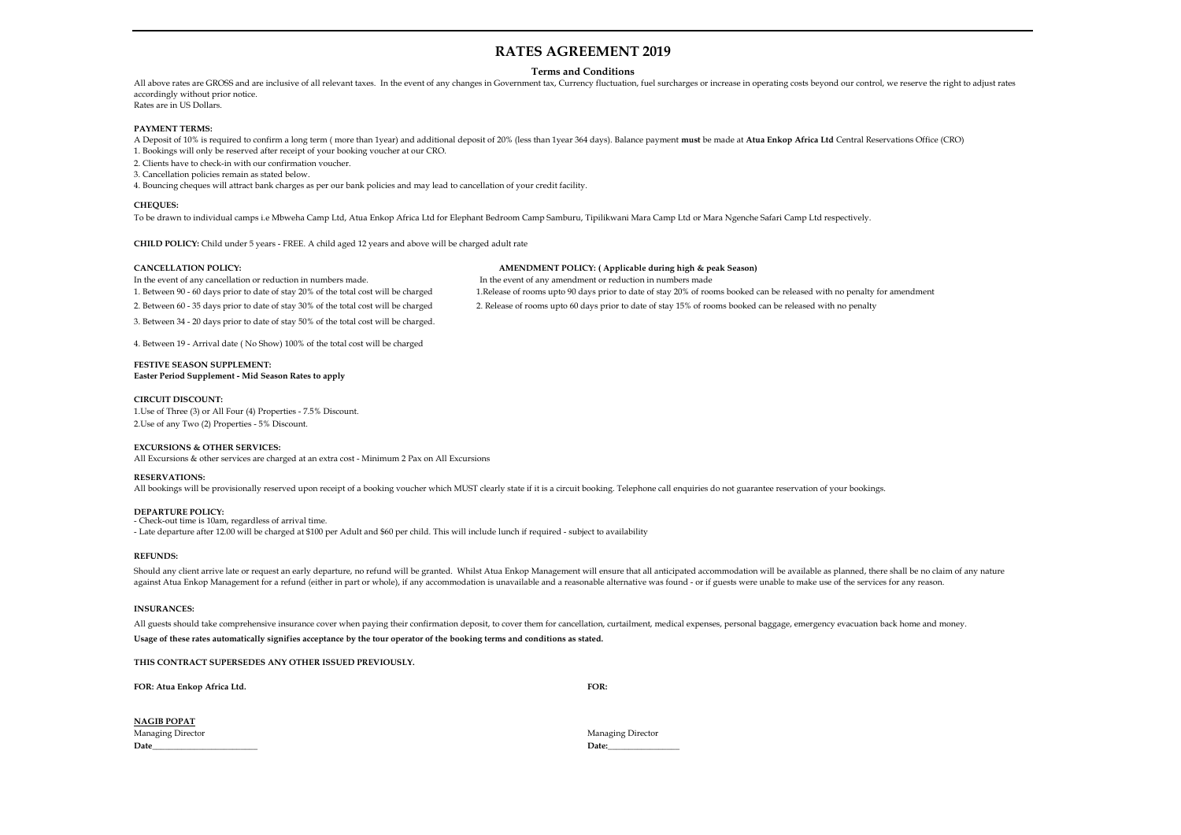# RATES AGREEMENT 2019

## Terms and Conditions

All above rates are GROSS and are inclusive of all relevant taxes. In the event of any changes in Government tax, Currency fluctuation, fuel surcharges or increase in operating costs beyond our control, we reserve the right to adjust rates accordingly without prior notice.
Rates are in US Dollars.

**PAYMENT TERMS:**

A Deposit of 10% is required to confirm a long term ( more than 1year) and additional deposit of 20% (less than 1year 364 days). Balance payment **must** be made at **Atua Enkop Africa Ltd** Central Reservations Office (CRO)

1. Bookings will only be reserved after receipt of your booking voucher at our CRO.
2. Clients have to check-in with our confirmation voucher.
3. Cancellation policies remain as stated below.
4. Bouncing cheques will attract bank charges as per our bank policies and may lead to cancellation of your credit facility.

**CHEQUES:**

To be drawn to individual camps i.e Mbweha Camp Ltd, Atua Enkop Africa Ltd for Elephant Bedroom Camp Samburu, Tipilikwani Mara Camp Ltd or Mara Ngenche Safari Camp Ltd respectively.

**CHILD POLICY:** Child under 5 years - FREE. A child aged 12 years and above will be charged adult rate

**CANCELLATION POLICY:**

In the event of any cancellation or reduction in numbers made.

1. Between 90 - 60 days prior to date of stay 20% of the total cost will be charged
2. Between 60 - 35 days prior to date of stay 30% of the total cost will be charged
3. Between 34 - 20 days prior to date of stay 50% of the total cost will be charged.
4. Between 19 - Arrival date ( No Show) 100% of the total cost will be charged

**AMENDMENT POLICY: ( Applicable during high & peak Season)**

In the event of any amendment or reduction in numbers made

1. Release of rooms upto 90 days prior to date of stay 20% of rooms booked can be released with no penalty for amendment
2. Release of rooms upto 60 days prior to date of stay 15% of rooms booked can be released with no penalty

**FESTIVE SEASON SUPPLEMENT:**
**Easter Period Supplement - Mid Season Rates to apply**

**CIRCUIT DISCOUNT:**

1. Use of Three (3) or All Four (4) Properties - 7.5% Discount.
2. Use of any Two (2) Properties - 5% Discount.

**EXCURSIONS & OTHER SERVICES:**

All Excursions & other services are charged at an extra cost - Minimum 2 Pax on All Excursions

**RESERVATIONS:**

All bookings will be provisionally reserved upon receipt of a booking voucher which MUST clearly state if it is a circuit booking. Telephone call enquiries do not guarantee reservation of your bookings.

**DEPARTURE POLICY:**

- Check-out time is 10am, regardless of arrival time.
- Late departure after 12.00 will be charged at $100 per Adult and $60 per child. This will include lunch if required - subject to availability

**REFUNDS:**

Should any client arrive late or request an early departure, no refund will be granted. Whilst Atua Enkop Management will ensure that all anticipated accommodation will be available as planned, there shall be no claim of any nature against Atua Enkop Management for a refund (either in part or whole), if any accommodation is unavailable and a reasonable alternative was found - or if guests were unable to make use of the services for any reason.

**INSURANCES:**

All guests should take comprehensive insurance cover when paying their confirmation deposit, to cover them for cancellation, curtailment, medical expenses, personal baggage, emergency evacuation back home and money.

**Usage of these rates automatically signifies acceptance by the tour operator of the booking terms and conditions as stated.**

**THIS CONTRACT SUPERSEDES ANY OTHER ISSUED PREVIOUSLY.**

**FOR: Atua Enkop Africa Ltd.**

**NAGIB POPAT**
Managing Director
**Date**________________________

**FOR:**

Managing Director
**Date:**________________